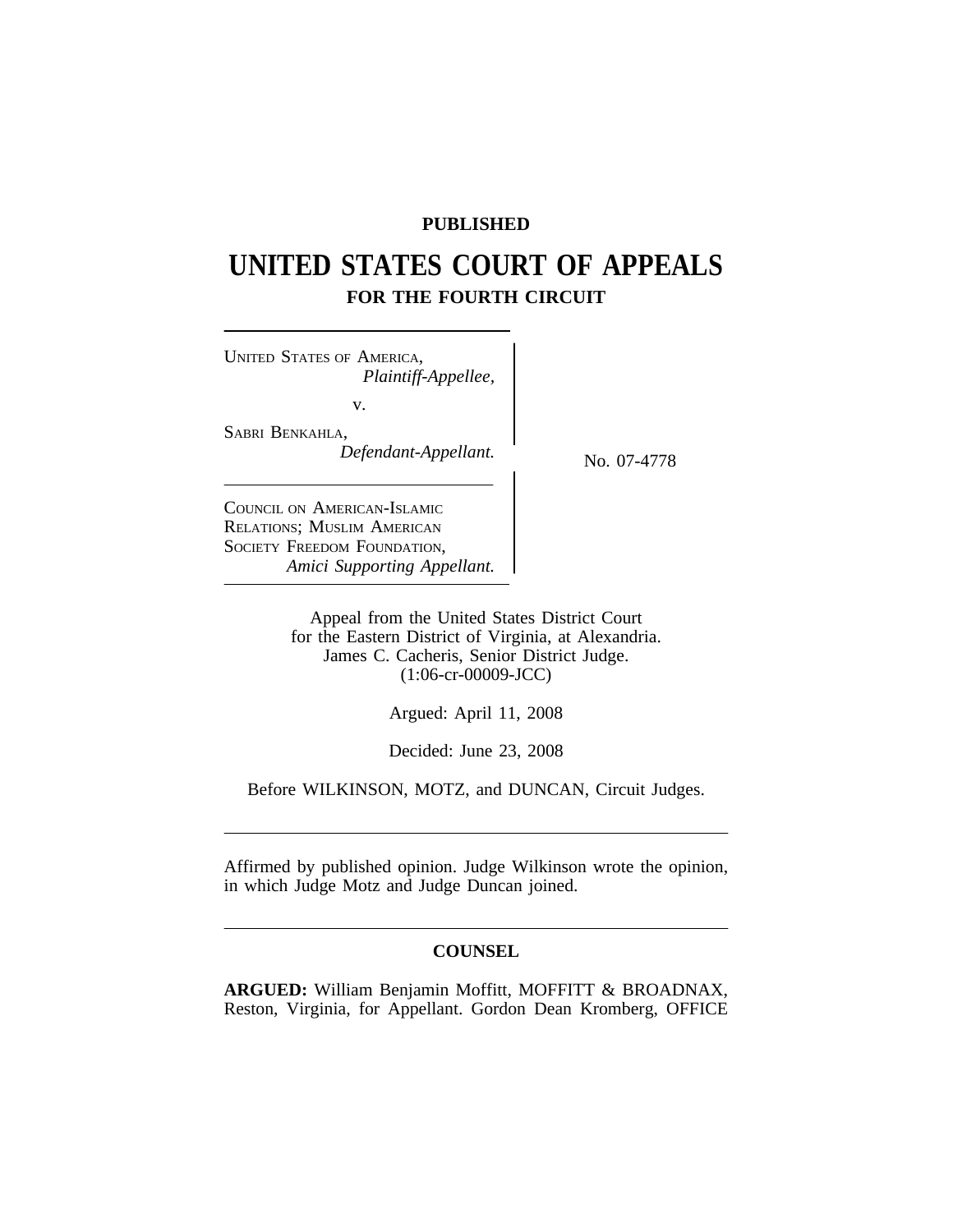**PUBLISHED**

# UNITED STATES COURT OF APPEALS
## FOR THE FOURTH CIRCUIT

UNITED STATES OF AMERICA,
*Plaintiff-Appellee,*

v.

SABRI BENKAHLA,
*Defendant-Appellant.*

No. 07-4778

COUNCIL ON AMERICAN-ISLAMIC RELATIONS; MUSLIM AMERICAN SOCIETY FREEDOM FOUNDATION,
*Amici Supporting Appellant.*

Appeal from the United States District Court
for the Eastern District of Virginia, at Alexandria.
James C. Cacheris, Senior District Judge.
(1:06-cr-00009-JCC)

Argued: April 11, 2008

Decided: June 23, 2008

Before WILKINSON, MOTZ, and DUNCAN, Circuit Judges.

---

Affirmed by published opinion. Judge Wilkinson wrote the opinion, in which Judge Motz and Judge Duncan joined.

---

**COUNSEL**

**ARGUED:** William Benjamin Moffitt, MOFFITT & BROADNAX, Reston, Virginia, for Appellant. Gordon Dean Kromberg, OFFICE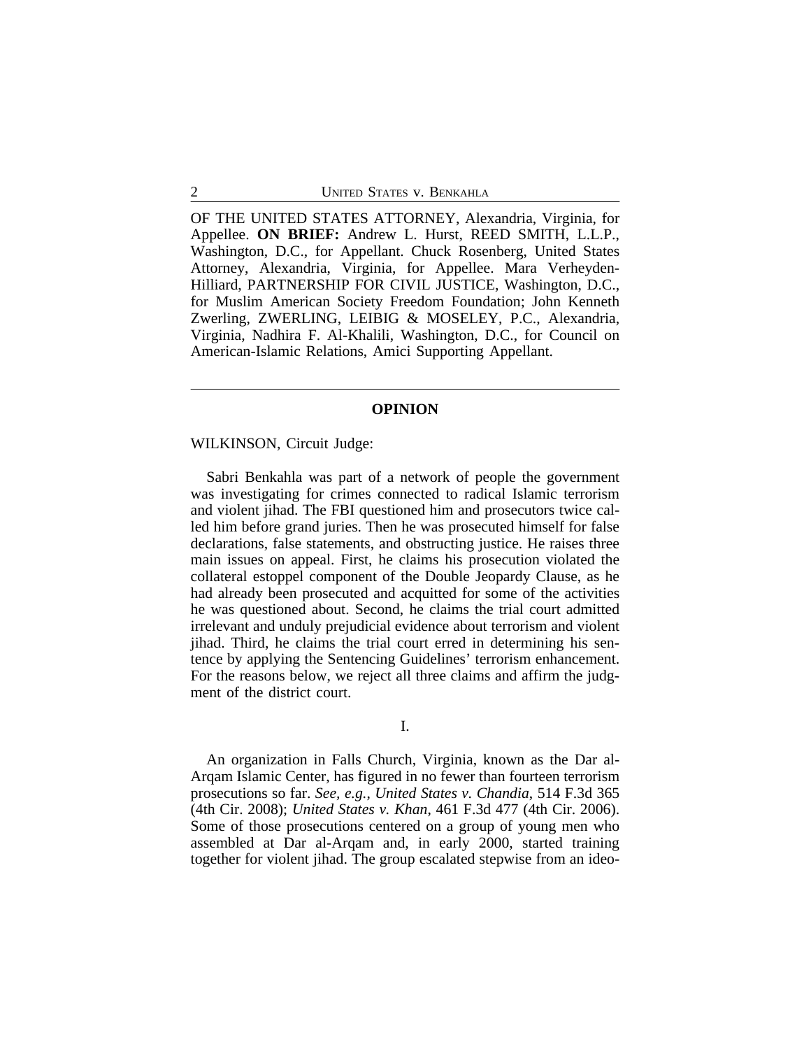OF THE UNITED STATES ATTORNEY, Alexandria, Virginia, for Appellee. **ON BRIEF:** Andrew L. Hurst, REED SMITH, L.L.P., Washington, D.C., for Appellant. Chuck Rosenberg, United States Attorney, Alexandria, Virginia, for Appellee. Mara Verheyden-Hilliard, PARTNERSHIP FOR CIVIL JUSTICE, Washington, D.C., for Muslim American Society Freedom Foundation; John Kenneth Zwerling, ZWERLING, LEIBIG & MOSELEY, P.C., Alexandria, Virginia, Nadhira F. Al-Khalili, Washington, D.C., for Council on American-Islamic Relations, Amici Supporting Appellant.

---

## OPINION

WILKINSON, Circuit Judge:

Sabri Benkahla was part of a network of people the government was investigating for crimes connected to radical Islamic terrorism and violent jihad. The FBI questioned him and prosecutors twice called him before grand juries. Then he was prosecuted himself for false declarations, false statements, and obstructing justice. He raises three main issues on appeal. First, he claims his prosecution violated the collateral estoppel component of the Double Jeopardy Clause, as he had already been prosecuted and acquitted for some of the activities he was questioned about. Second, he claims the trial court admitted irrelevant and unduly prejudicial evidence about terrorism and violent jihad. Third, he claims the trial court erred in determining his sentence by applying the Sentencing Guidelines' terrorism enhancement. For the reasons below, we reject all three claims and affirm the judgment of the district court.

### I.

An organization in Falls Church, Virginia, known as the Dar al-Arqam Islamic Center, has figured in no fewer than fourteen terrorism prosecutions so far. *See, e.g.*, *United States v. Chandia*, 514 F.3d 365 (4th Cir. 2008); *United States v. Khan*, 461 F.3d 477 (4th Cir. 2006). Some of those prosecutions centered on a group of young men who assembled at Dar al-Arqam and, in early 2000, started training together for violent jihad. The group escalated stepwise from an ideo-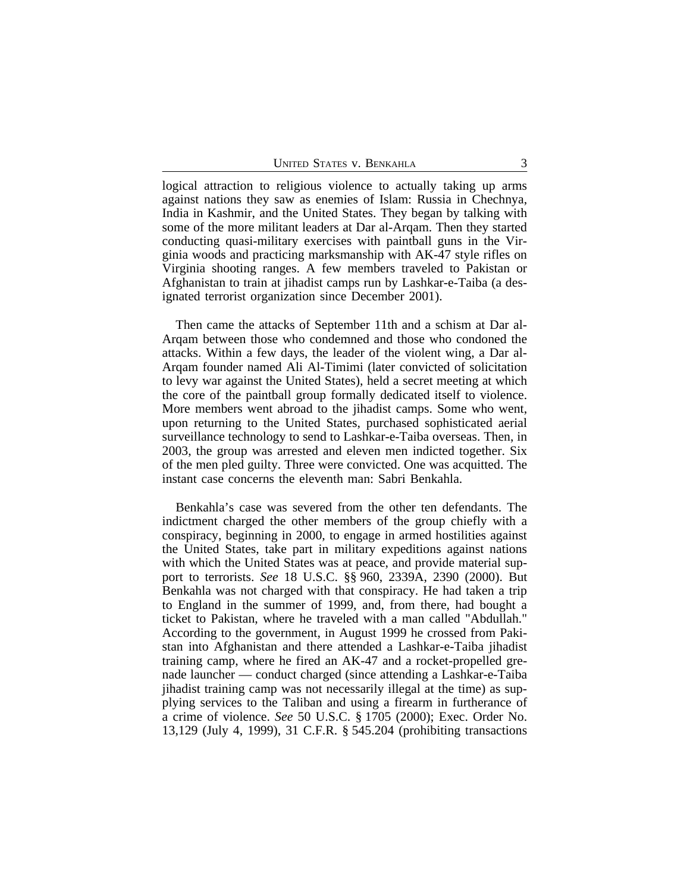logical attraction to religious violence to actually taking up arms against nations they saw as enemies of Islam: Russia in Chechnya, India in Kashmir, and the United States. They began by talking with some of the more militant leaders at Dar al-Arqam. Then they started conducting quasi-military exercises with paintball guns in the Virginia woods and practicing marksmanship with AK-47 style rifles on Virginia shooting ranges. A few members traveled to Pakistan or Afghanistan to train at jihadist camps run by Lashkar-e-Taiba (a designated terrorist organization since December 2001).

Then came the attacks of September 11th and a schism at Dar al-Arqam between those who condemned and those who condoned the attacks. Within a few days, the leader of the violent wing, a Dar al-Arqam founder named Ali Al-Timimi (later convicted of solicitation to levy war against the United States), held a secret meeting at which the core of the paintball group formally dedicated itself to violence. More members went abroad to the jihadist camps. Some who went, upon returning to the United States, purchased sophisticated aerial surveillance technology to send to Lashkar-e-Taiba overseas. Then, in 2003, the group was arrested and eleven men indicted together. Six of the men pled guilty. Three were convicted. One was acquitted. The instant case concerns the eleventh man: Sabri Benkahla.

Benkahla's case was severed from the other ten defendants. The indictment charged the other members of the group chiefly with a conspiracy, beginning in 2000, to engage in armed hostilities against the United States, take part in military expeditions against nations with which the United States was at peace, and provide material support to terrorists. *See* 18 U.S.C. §§ 960, 2339A, 2390 (2000). But Benkahla was not charged with that conspiracy. He had taken a trip to England in the summer of 1999, and, from there, had bought a ticket to Pakistan, where he traveled with a man called "Abdullah." According to the government, in August 1999 he crossed from Pakistan into Afghanistan and there attended a Lashkar-e-Taiba jihadist training camp, where he fired an AK-47 and a rocket-propelled grenade launcher — conduct charged (since attending a Lashkar-e-Taiba jihadist training camp was not necessarily illegal at the time) as supplying services to the Taliban and using a firearm in furtherance of a crime of violence. *See* 50 U.S.C. § 1705 (2000); Exec. Order No. 13,129 (July 4, 1999), 31 C.F.R. § 545.204 (prohibiting transactions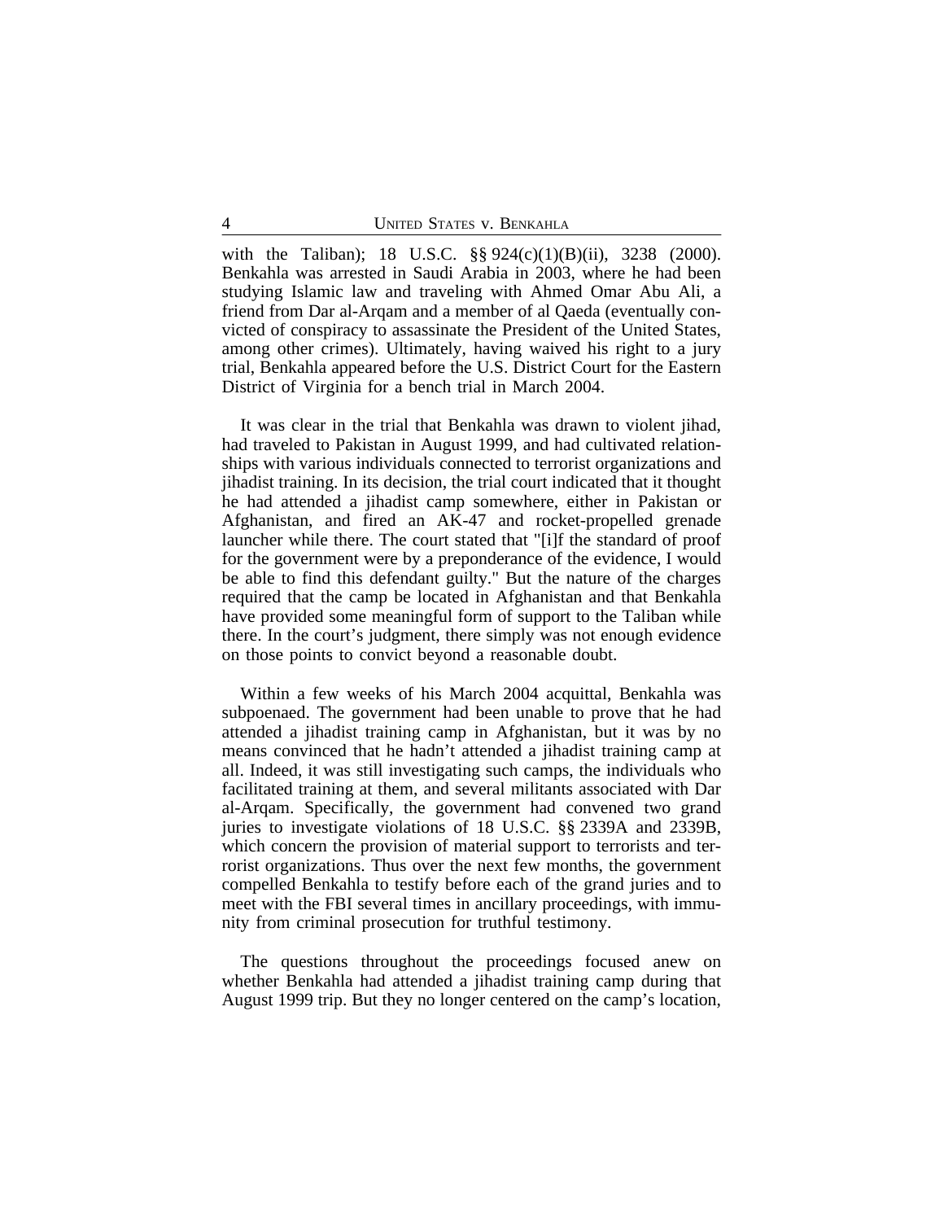with the Taliban); 18 U.S.C. §§ 924(c)(1)(B)(ii), 3238 (2000). Benkahla was arrested in Saudi Arabia in 2003, where he had been studying Islamic law and traveling with Ahmed Omar Abu Ali, a friend from Dar al-Arqam and a member of al Qaeda (eventually convicted of conspiracy to assassinate the President of the United States, among other crimes). Ultimately, having waived his right to a jury trial, Benkahla appeared before the U.S. District Court for the Eastern District of Virginia for a bench trial in March 2004.

It was clear in the trial that Benkahla was drawn to violent jihad, had traveled to Pakistan in August 1999, and had cultivated relationships with various individuals connected to terrorist organizations and jihadist training. In its decision, the trial court indicated that it thought he had attended a jihadist camp somewhere, either in Pakistan or Afghanistan, and fired an AK-47 and rocket-propelled grenade launcher while there. The court stated that "[i]f the standard of proof for the government were by a preponderance of the evidence, I would be able to find this defendant guilty." But the nature of the charges required that the camp be located in Afghanistan and that Benkahla have provided some meaningful form of support to the Taliban while there. In the court's judgment, there simply was not enough evidence on those points to convict beyond a reasonable doubt.

Within a few weeks of his March 2004 acquittal, Benkahla was subpoenaed. The government had been unable to prove that he had attended a jihadist training camp in Afghanistan, but it was by no means convinced that he hadn't attended a jihadist training camp at all. Indeed, it was still investigating such camps, the individuals who facilitated training at them, and several militants associated with Dar al-Arqam. Specifically, the government had convened two grand juries to investigate violations of 18 U.S.C. §§ 2339A and 2339B, which concern the provision of material support to terrorists and terrorist organizations. Thus over the next few months, the government compelled Benkahla to testify before each of the grand juries and to meet with the FBI several times in ancillary proceedings, with immunity from criminal prosecution for truthful testimony.

The questions throughout the proceedings focused anew on whether Benkahla had attended a jihadist training camp during that August 1999 trip. But they no longer centered on the camp's location,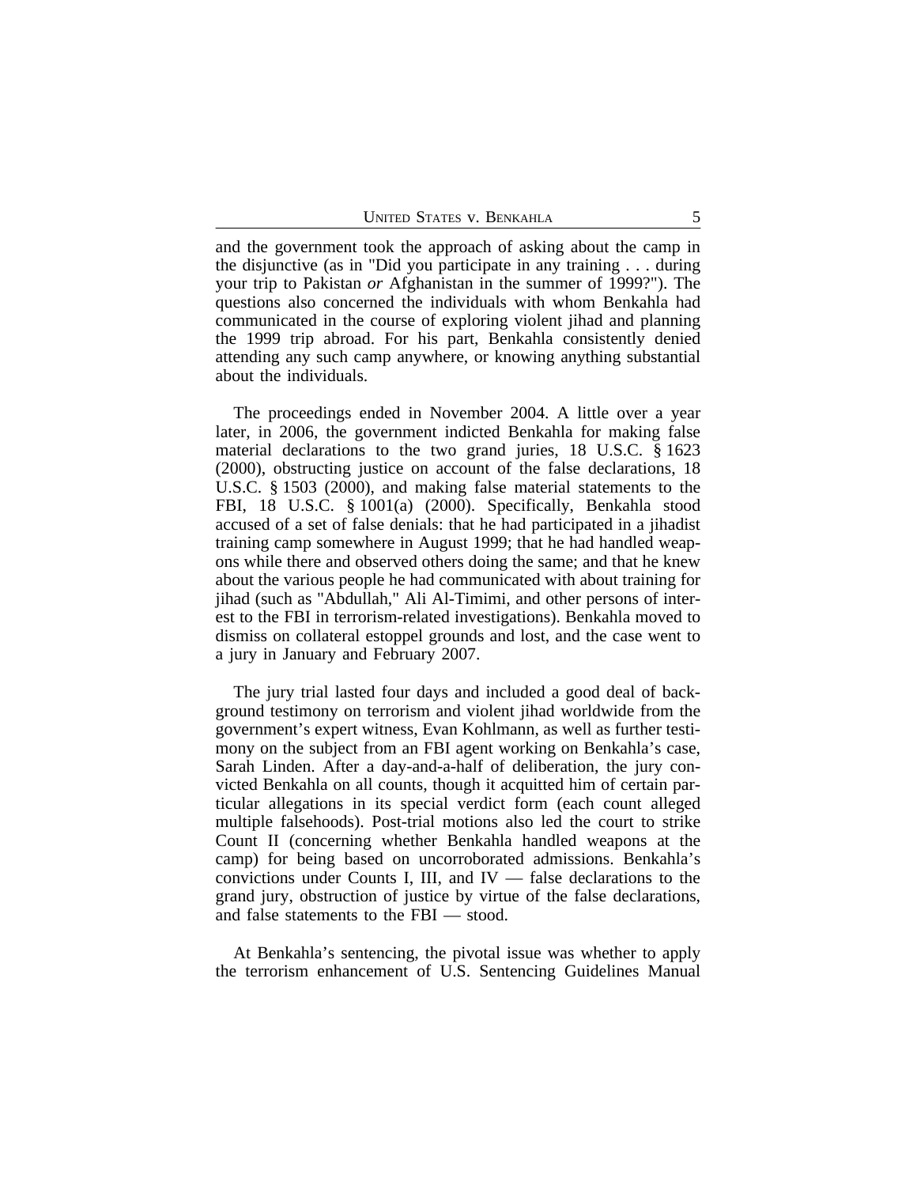and the government took the approach of asking about the camp in the disjunctive (as in "Did you participate in any training . . . during your trip to Pakistan *or* Afghanistan in the summer of 1999?"). The questions also concerned the individuals with whom Benkahla had communicated in the course of exploring violent jihad and planning the 1999 trip abroad. For his part, Benkahla consistently denied attending any such camp anywhere, or knowing anything substantial about the individuals.

The proceedings ended in November 2004. A little over a year later, in 2006, the government indicted Benkahla for making false material declarations to the two grand juries, 18 U.S.C. § 1623 (2000), obstructing justice on account of the false declarations, 18 U.S.C. § 1503 (2000), and making false material statements to the FBI, 18 U.S.C. § 1001(a) (2000). Specifically, Benkahla stood accused of a set of false denials: that he had participated in a jihadist training camp somewhere in August 1999; that he had handled weapons while there and observed others doing the same; and that he knew about the various people he had communicated with about training for jihad (such as "Abdullah," Ali Al-Timimi, and other persons of interest to the FBI in terrorism-related investigations). Benkahla moved to dismiss on collateral estoppel grounds and lost, and the case went to a jury in January and February 2007.

The jury trial lasted four days and included a good deal of background testimony on terrorism and violent jihad worldwide from the government's expert witness, Evan Kohlmann, as well as further testimony on the subject from an FBI agent working on Benkahla's case, Sarah Linden. After a day-and-a-half of deliberation, the jury convicted Benkahla on all counts, though it acquitted him of certain particular allegations in its special verdict form (each count alleged multiple falsehoods). Post-trial motions also led the court to strike Count II (concerning whether Benkahla handled weapons at the camp) for being based on uncorroborated admissions. Benkahla's convictions under Counts I, III, and IV — false declarations to the grand jury, obstruction of justice by virtue of the false declarations, and false statements to the FBI — stood.

At Benkahla's sentencing, the pivotal issue was whether to apply the terrorism enhancement of U.S. Sentencing Guidelines Manual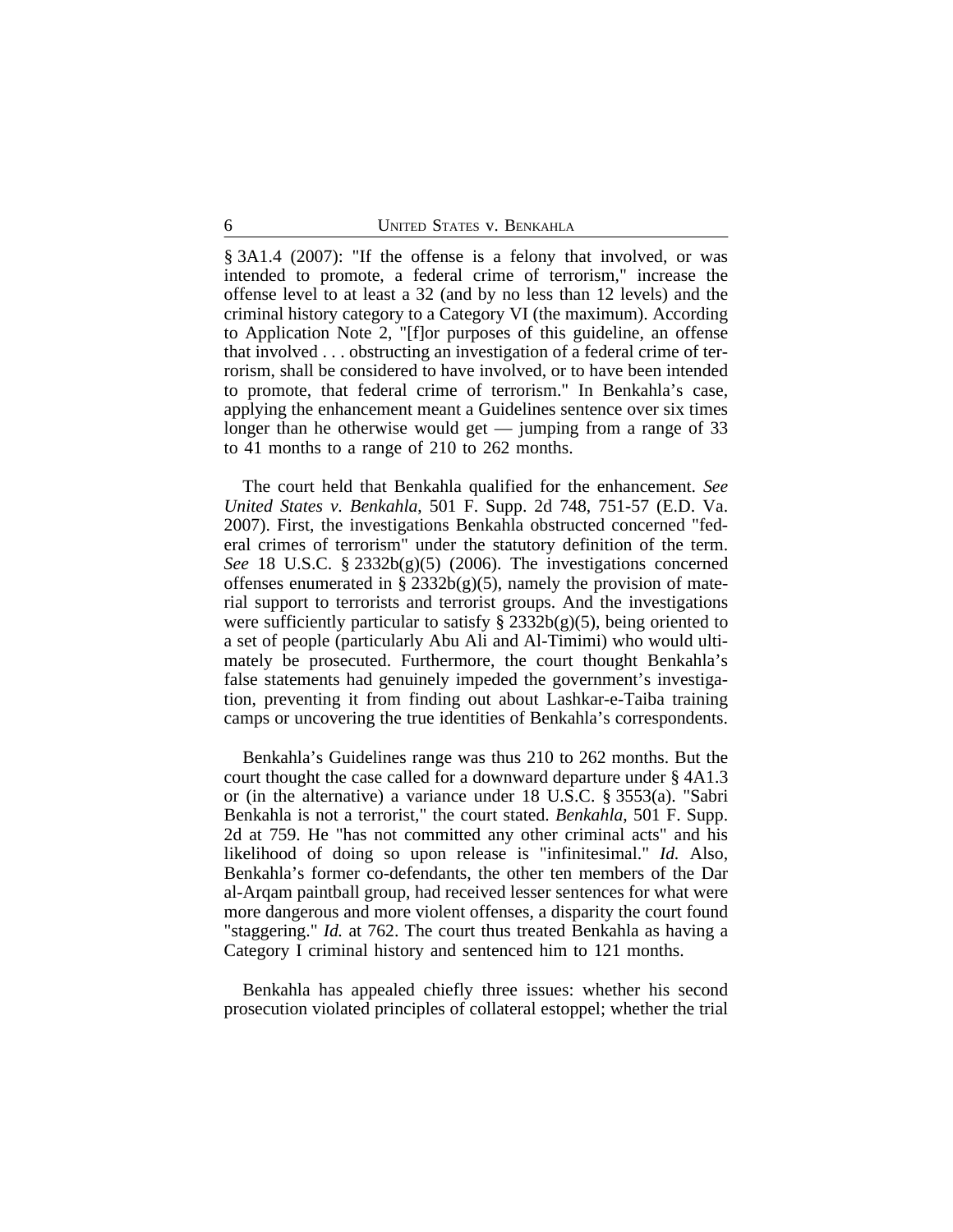§ 3A1.4 (2007): "If the offense is a felony that involved, or was intended to promote, a federal crime of terrorism," increase the offense level to at least a 32 (and by no less than 12 levels) and the criminal history category to a Category VI (the maximum). According to Application Note 2, "[f]or purposes of this guideline, an offense that involved . . . obstructing an investigation of a federal crime of terrorism, shall be considered to have involved, or to have been intended to promote, that federal crime of terrorism." In Benkahla's case, applying the enhancement meant a Guidelines sentence over six times longer than he otherwise would get — jumping from a range of 33 to 41 months to a range of 210 to 262 months.

The court held that Benkahla qualified for the enhancement. *See United States v. Benkahla*, 501 F. Supp. 2d 748, 751-57 (E.D. Va. 2007). First, the investigations Benkahla obstructed concerned "federal crimes of terrorism" under the statutory definition of the term. *See* 18 U.S.C. § 2332b(g)(5) (2006). The investigations concerned offenses enumerated in § 2332b(g)(5), namely the provision of material support to terrorists and terrorist groups. And the investigations were sufficiently particular to satisfy § 2332b(g)(5), being oriented to a set of people (particularly Abu Ali and Al-Timimi) who would ultimately be prosecuted. Furthermore, the court thought Benkahla's false statements had genuinely impeded the government's investigation, preventing it from finding out about Lashkar-e-Taiba training camps or uncovering the true identities of Benkahla's correspondents.

Benkahla's Guidelines range was thus 210 to 262 months. But the court thought the case called for a downward departure under § 4A1.3 or (in the alternative) a variance under 18 U.S.C. § 3553(a). "Sabri Benkahla is not a terrorist," the court stated. *Benkahla*, 501 F. Supp. 2d at 759. He "has not committed any other criminal acts" and his likelihood of doing so upon release is "infinitesimal." *Id.* Also, Benkahla's former co-defendants, the other ten members of the Dar al-Arqam paintball group, had received lesser sentences for what were more dangerous and more violent offenses, a disparity the court found "staggering." *Id.* at 762. The court thus treated Benkahla as having a Category I criminal history and sentenced him to 121 months.

Benkahla has appealed chiefly three issues: whether his second prosecution violated principles of collateral estoppel; whether the trial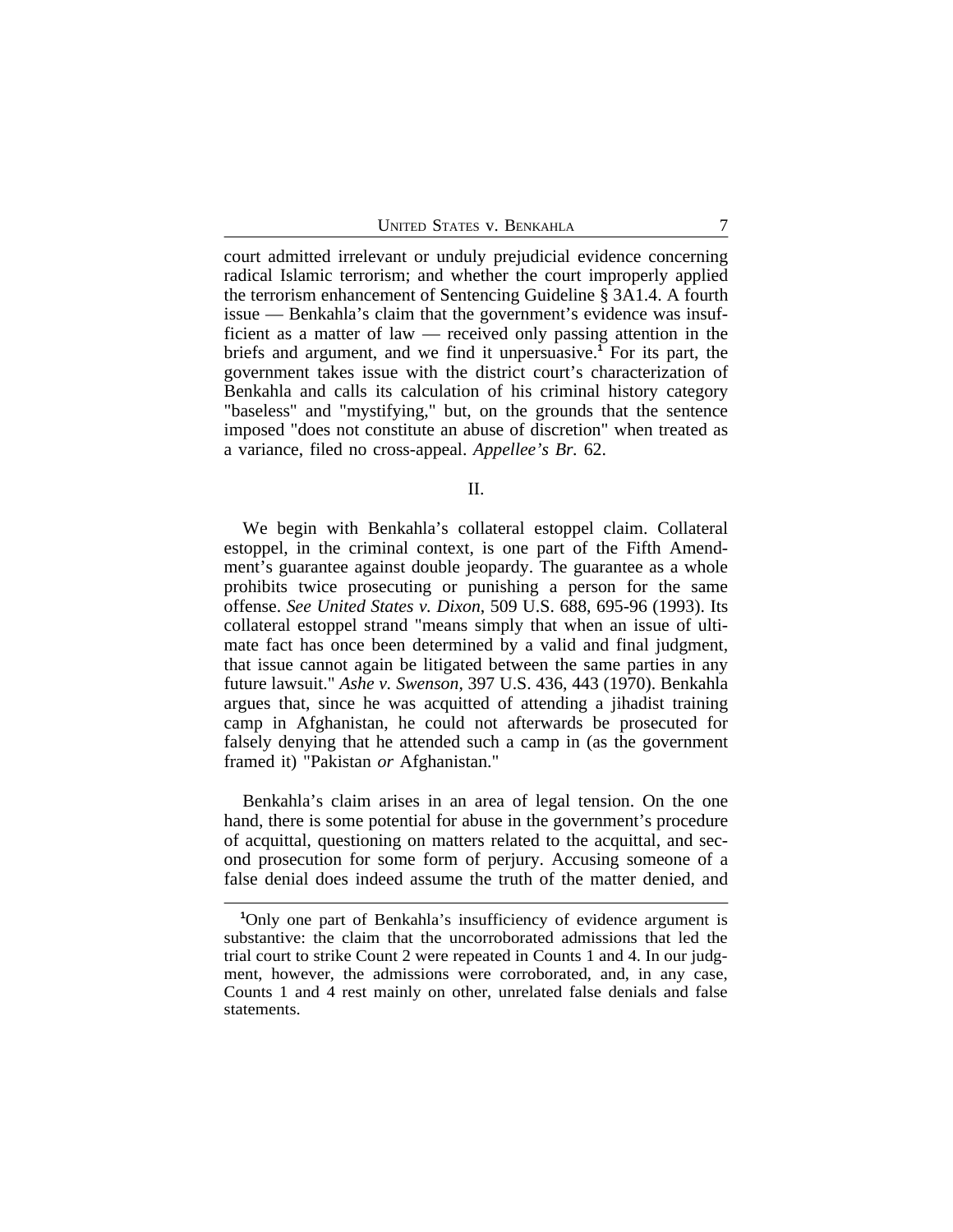court admitted irrelevant or unduly prejudicial evidence concerning radical Islamic terrorism; and whether the court improperly applied the terrorism enhancement of Sentencing Guideline § 3A1.4. A fourth issue — Benkahla's claim that the government's evidence was insufficient as a matter of law — received only passing attention in the briefs and argument, and we find it unpersuasive.[1] For its part, the government takes issue with the district court's characterization of Benkahla and calls its calculation of his criminal history category "baseless" and "mystifying," but, on the grounds that the sentence imposed "does not constitute an abuse of discretion" when treated as a variance, filed no cross-appeal. *Appellee's Br.* 62.

## II.

We begin with Benkahla's collateral estoppel claim. Collateral estoppel, in the criminal context, is one part of the Fifth Amendment's guarantee against double jeopardy. The guarantee as a whole prohibits twice prosecuting or punishing a person for the same offense. *See United States v. Dixon*, 509 U.S. 688, 695-96 (1993). Its collateral estoppel strand "means simply that when an issue of ultimate fact has once been determined by a valid and final judgment, that issue cannot again be litigated between the same parties in any future lawsuit." *Ashe v. Swenson*, 397 U.S. 436, 443 (1970). Benkahla argues that, since he was acquitted of attending a jihadist training camp in Afghanistan, he could not afterwards be prosecuted for falsely denying that he attended such a camp in (as the government framed it) "Pakistan *or* Afghanistan."

Benkahla's claim arises in an area of legal tension. On the one hand, there is some potential for abuse in the government's procedure of acquittal, questioning on matters related to the acquittal, and second prosecution for some form of perjury. Accusing someone of a false denial does indeed assume the truth of the matter denied, and

[1]Only one part of Benkahla's insufficiency of evidence argument is substantive: the claim that the uncorroborated admissions that led the trial court to strike Count 2 were repeated in Counts 1 and 4. In our judgment, however, the admissions were corroborated, and, in any case, Counts 1 and 4 rest mainly on other, unrelated false denials and false statements.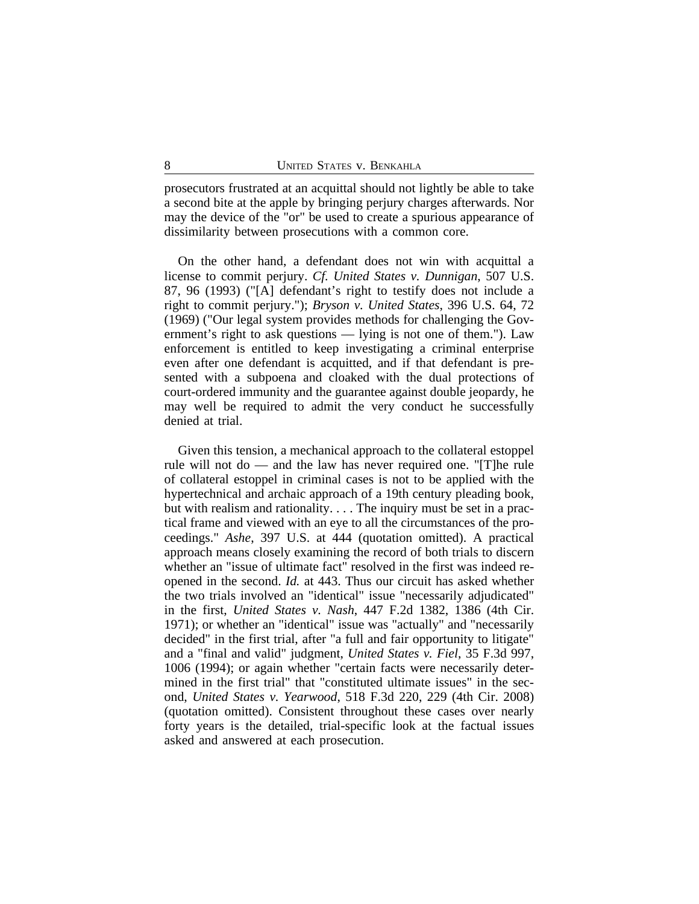prosecutors frustrated at an acquittal should not lightly be able to take a second bite at the apple by bringing perjury charges afterwards. Nor may the device of the "or" be used to create a spurious appearance of dissimilarity between prosecutions with a common core.

On the other hand, a defendant does not win with acquittal a license to commit perjury. *Cf. United States v. Dunnigan*, 507 U.S. 87, 96 (1993) ("[A] defendant's right to testify does not include a right to commit perjury."); *Bryson v. United States*, 396 U.S. 64, 72 (1969) ("Our legal system provides methods for challenging the Government's right to ask questions — lying is not one of them."). Law enforcement is entitled to keep investigating a criminal enterprise even after one defendant is acquitted, and if that defendant is presented with a subpoena and cloaked with the dual protections of court-ordered immunity and the guarantee against double jeopardy, he may well be required to admit the very conduct he successfully denied at trial.

Given this tension, a mechanical approach to the collateral estoppel rule will not do — and the law has never required one. "[T]he rule of collateral estoppel in criminal cases is not to be applied with the hypertechnical and archaic approach of a 19th century pleading book, but with realism and rationality. . . . The inquiry must be set in a practical frame and viewed with an eye to all the circumstances of the proceedings." *Ashe*, 397 U.S. at 444 (quotation omitted). A practical approach means closely examining the record of both trials to discern whether an "issue of ultimate fact" resolved in the first was indeed reopened in the second. *Id.* at 443. Thus our circuit has asked whether the two trials involved an "identical" issue "necessarily adjudicated" in the first, *United States v. Nash*, 447 F.2d 1382, 1386 (4th Cir. 1971); or whether an "identical" issue was "actually" and "necessarily decided" in the first trial, after "a full and fair opportunity to litigate" and a "final and valid" judgment, *United States v. Fiel*, 35 F.3d 997, 1006 (1994); or again whether "certain facts were necessarily determined in the first trial" that "constituted ultimate issues" in the second, *United States v. Yearwood*, 518 F.3d 220, 229 (4th Cir. 2008) (quotation omitted). Consistent throughout these cases over nearly forty years is the detailed, trial-specific look at the factual issues asked and answered at each prosecution.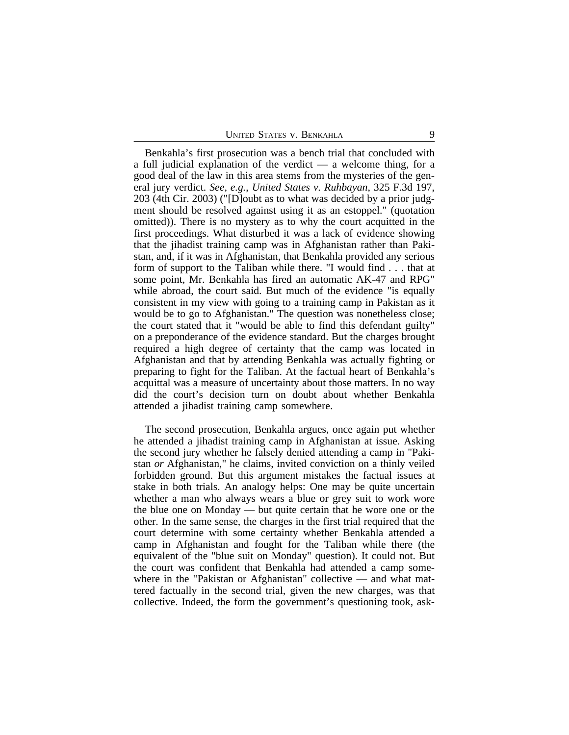Benkahla's first prosecution was a bench trial that concluded with a full judicial explanation of the verdict — a welcome thing, for a good deal of the law in this area stems from the mysteries of the general jury verdict. *See, e.g.*, *United States v. Ruhbayan*, 325 F.3d 197, 203 (4th Cir. 2003) ("[D]oubt as to what was decided by a prior judgment should be resolved against using it as an estoppel." (quotation omitted)). There is no mystery as to why the court acquitted in the first proceedings. What disturbed it was a lack of evidence showing that the jihadist training camp was in Afghanistan rather than Pakistan, and, if it was in Afghanistan, that Benkahla provided any serious form of support to the Taliban while there. "I would find . . . that at some point, Mr. Benkahla has fired an automatic AK-47 and RPG" while abroad, the court said. But much of the evidence "is equally consistent in my view with going to a training camp in Pakistan as it would be to go to Afghanistan." The question was nonetheless close; the court stated that it "would be able to find this defendant guilty" on a preponderance of the evidence standard. But the charges brought required a high degree of certainty that the camp was located in Afghanistan and that by attending Benkahla was actually fighting or preparing to fight for the Taliban. At the factual heart of Benkahla's acquittal was a measure of uncertainty about those matters. In no way did the court's decision turn on doubt about whether Benkahla attended a jihadist training camp somewhere.

The second prosecution, Benkahla argues, once again put whether he attended a jihadist training camp in Afghanistan at issue. Asking the second jury whether he falsely denied attending a camp in "Pakistan *or* Afghanistan," he claims, invited conviction on a thinly veiled forbidden ground. But this argument mistakes the factual issues at stake in both trials. An analogy helps: One may be quite uncertain whether a man who always wears a blue or grey suit to work wore the blue one on Monday — but quite certain that he wore one or the other. In the same sense, the charges in the first trial required that the court determine with some certainty whether Benkahla attended a camp in Afghanistan and fought for the Taliban while there (the equivalent of the "blue suit on Monday" question). It could not. But the court was confident that Benkahla had attended a camp somewhere in the "Pakistan or Afghanistan" collective — and what mattered factually in the second trial, given the new charges, was that collective. Indeed, the form the government's questioning took, ask-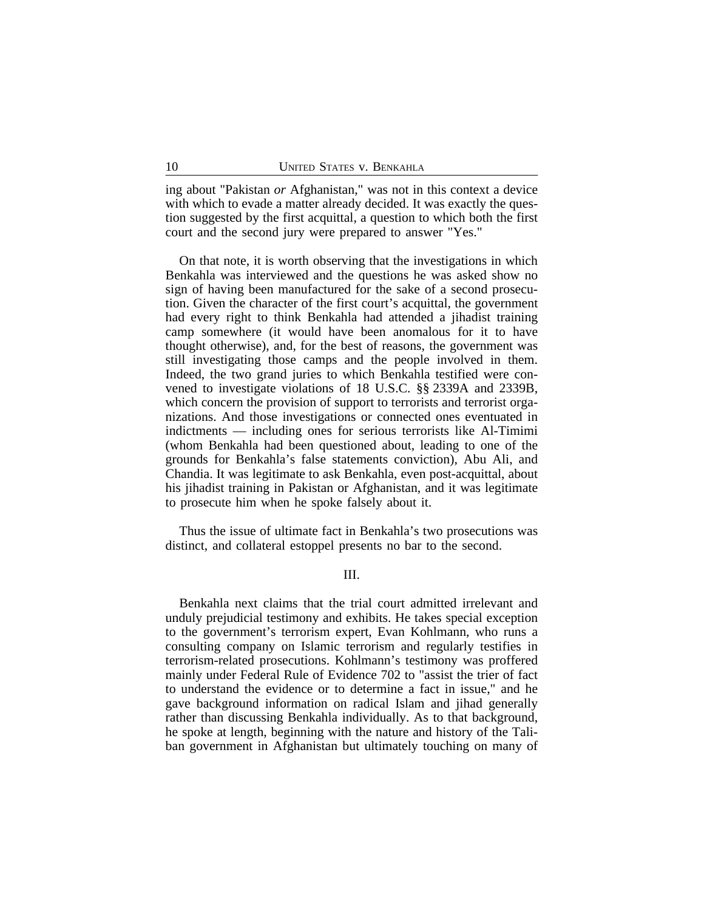ing about "Pakistan *or* Afghanistan," was not in this context a device with which to evade a matter already decided. It was exactly the question suggested by the first acquittal, a question to which both the first court and the second jury were prepared to answer "Yes."

On that note, it is worth observing that the investigations in which Benkahla was interviewed and the questions he was asked show no sign of having been manufactured for the sake of a second prosecution. Given the character of the first court's acquittal, the government had every right to think Benkahla had attended a jihadist training camp somewhere (it would have been anomalous for it to have thought otherwise), and, for the best of reasons, the government was still investigating those camps and the people involved in them. Indeed, the two grand juries to which Benkahla testified were convened to investigate violations of 18 U.S.C. §§ 2339A and 2339B, which concern the provision of support to terrorists and terrorist organizations. And those investigations or connected ones eventuated in indictments — including ones for serious terrorists like Al-Timimi (whom Benkahla had been questioned about, leading to one of the grounds for Benkahla's false statements conviction), Abu Ali, and Chandia. It was legitimate to ask Benkahla, even post-acquittal, about his jihadist training in Pakistan or Afghanistan, and it was legitimate to prosecute him when he spoke falsely about it.

Thus the issue of ultimate fact in Benkahla's two prosecutions was distinct, and collateral estoppel presents no bar to the second.

## III.

Benkahla next claims that the trial court admitted irrelevant and unduly prejudicial testimony and exhibits. He takes special exception to the government's terrorism expert, Evan Kohlmann, who runs a consulting company on Islamic terrorism and regularly testifies in terrorism-related prosecutions. Kohlmann's testimony was proffered mainly under Federal Rule of Evidence 702 to "assist the trier of fact to understand the evidence or to determine a fact in issue," and he gave background information on radical Islam and jihad generally rather than discussing Benkahla individually. As to that background, he spoke at length, beginning with the nature and history of the Taliban government in Afghanistan but ultimately touching on many of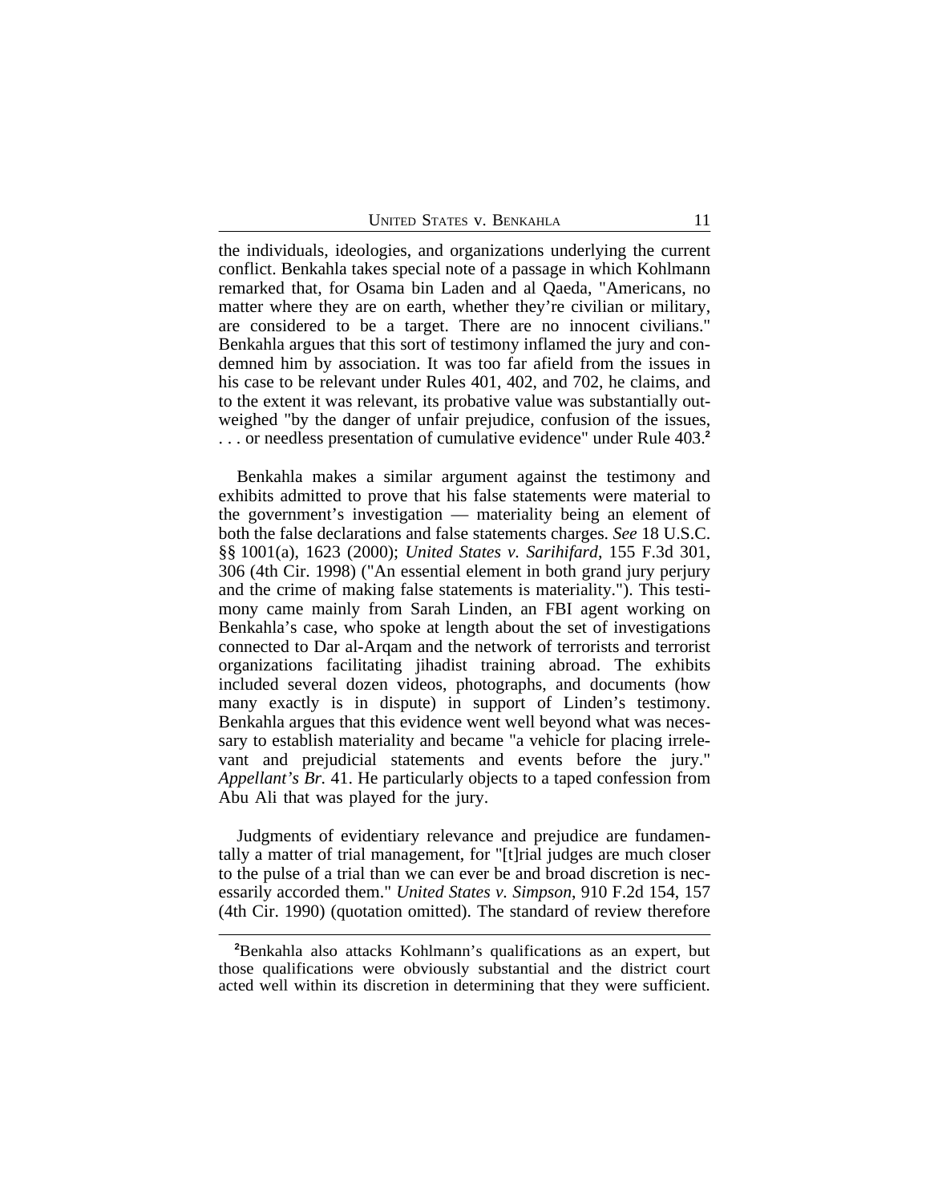the individuals, ideologies, and organizations underlying the current conflict. Benkahla takes special note of a passage in which Kohlmann remarked that, for Osama bin Laden and al Qaeda, "Americans, no matter where they are on earth, whether they're civilian or military, are considered to be a target. There are no innocent civilians." Benkahla argues that this sort of testimony inflamed the jury and condemned him by association. It was too far afield from the issues in his case to be relevant under Rules 401, 402, and 702, he claims, and to the extent it was relevant, its probative value was substantially outweighed "by the danger of unfair prejudice, confusion of the issues, . . . or needless presentation of cumulative evidence" under Rule 403.[2]

Benkahla makes a similar argument against the testimony and exhibits admitted to prove that his false statements were material to the government's investigation — materiality being an element of both the false declarations and false statements charges. *See* 18 U.S.C. §§ 1001(a), 1623 (2000); *United States v. Sarihifard*, 155 F.3d 301, 306 (4th Cir. 1998) ("An essential element in both grand jury perjury and the crime of making false statements is materiality."). This testimony came mainly from Sarah Linden, an FBI agent working on Benkahla's case, who spoke at length about the set of investigations connected to Dar al-Arqam and the network of terrorists and terrorist organizations facilitating jihadist training abroad. The exhibits included several dozen videos, photographs, and documents (how many exactly is in dispute) in support of Linden's testimony. Benkahla argues that this evidence went well beyond what was necessary to establish materiality and became "a vehicle for placing irrelevant and prejudicial statements and events before the jury." *Appellant's Br.* 41. He particularly objects to a taped confession from Abu Ali that was played for the jury.

Judgments of evidentiary relevance and prejudice are fundamentally a matter of trial management, for "[t]rial judges are much closer to the pulse of a trial than we can ever be and broad discretion is necessarily accorded them." *United States v. Simpson*, 910 F.2d 154, 157 (4th Cir. 1990) (quotation omitted). The standard of review therefore

[2] Benkahla also attacks Kohlmann's qualifications as an expert, but those qualifications were obviously substantial and the district court acted well within its discretion in determining that they were sufficient.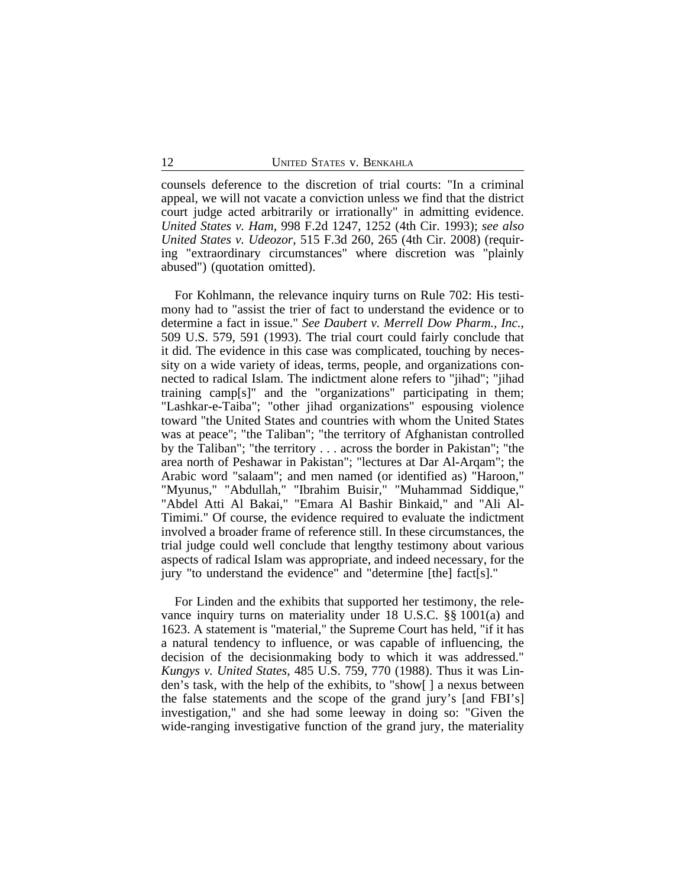counsels deference to the discretion of trial courts: "In a criminal appeal, we will not vacate a conviction unless we find that the district court judge acted arbitrarily or irrationally" in admitting evidence. *United States v. Ham*, 998 F.2d 1247, 1252 (4th Cir. 1993); *see also United States v. Udeozor*, 515 F.3d 260, 265 (4th Cir. 2008) (requiring "extraordinary circumstances" where discretion was "plainly abused") (quotation omitted).

For Kohlmann, the relevance inquiry turns on Rule 702: His testimony had to "assist the trier of fact to understand the evidence or to determine a fact in issue." *See Daubert v. Merrell Dow Pharm., Inc.*, 509 U.S. 579, 591 (1993). The trial court could fairly conclude that it did. The evidence in this case was complicated, touching by necessity on a wide variety of ideas, terms, people, and organizations connected to radical Islam. The indictment alone refers to "jihad"; "jihad training camp[s]" and the "organizations" participating in them; "Lashkar-e-Taiba"; "other jihad organizations" espousing violence toward "the United States and countries with whom the United States was at peace"; "the Taliban"; "the territory of Afghanistan controlled by the Taliban"; "the territory . . . across the border in Pakistan"; "the area north of Peshawar in Pakistan"; "lectures at Dar Al-Arqam"; the Arabic word "salaam"; and men named (or identified as) "Haroon," "Myunus," "Abdullah," "Ibrahim Buisir," "Muhammad Siddique," "Abdel Atti Al Bakai," "Emara Al Bashir Binkaid," and "Ali Al-Timimi." Of course, the evidence required to evaluate the indictment involved a broader frame of reference still. In these circumstances, the trial judge could well conclude that lengthy testimony about various aspects of radical Islam was appropriate, and indeed necessary, for the jury "to understand the evidence" and "determine [the] fact[s]."

For Linden and the exhibits that supported her testimony, the relevance inquiry turns on materiality under 18 U.S.C. §§ 1001(a) and 1623. A statement is "material," the Supreme Court has held, "if it has a natural tendency to influence, or was capable of influencing, the decision of the decisionmaking body to which it was addressed." *Kungys v. United States*, 485 U.S. 759, 770 (1988). Thus it was Linden's task, with the help of the exhibits, to "show[ ] a nexus between the false statements and the scope of the grand jury's [and FBI's] investigation," and she had some leeway in doing so: "Given the wide-ranging investigative function of the grand jury, the materiality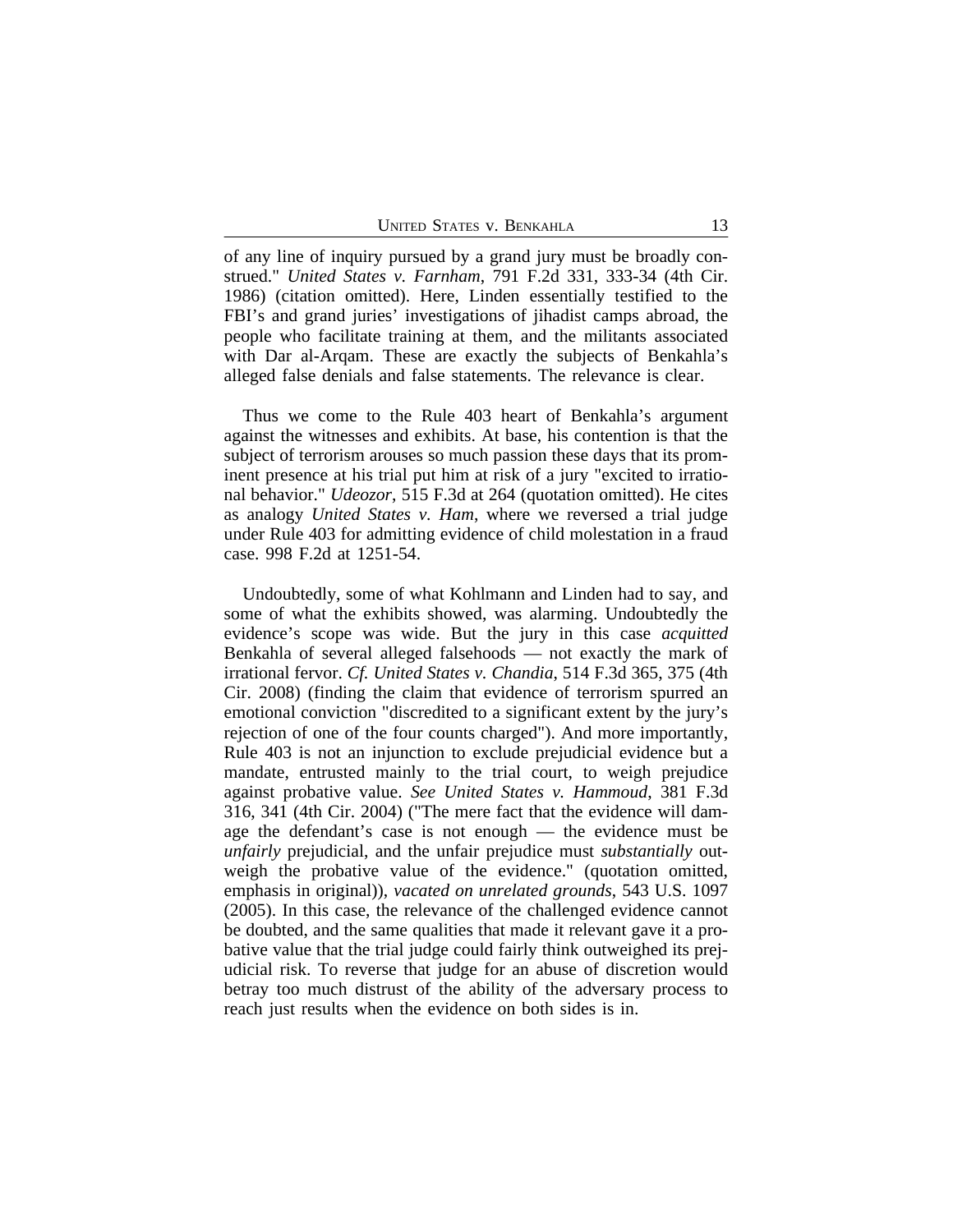of any line of inquiry pursued by a grand jury must be broadly construed." *United States v. Farnham*, 791 F.2d 331, 333-34 (4th Cir. 1986) (citation omitted). Here, Linden essentially testified to the FBI's and grand juries' investigations of jihadist camps abroad, the people who facilitate training at them, and the militants associated with Dar al-Arqam. These are exactly the subjects of Benkahla's alleged false denials and false statements. The relevance is clear.

Thus we come to the Rule 403 heart of Benkahla's argument against the witnesses and exhibits. At base, his contention is that the subject of terrorism arouses so much passion these days that its prominent presence at his trial put him at risk of a jury "excited to irrational behavior." *Udeozor*, 515 F.3d at 264 (quotation omitted). He cites as analogy *United States v. Ham*, where we reversed a trial judge under Rule 403 for admitting evidence of child molestation in a fraud case. 998 F.2d at 1251-54.

Undoubtedly, some of what Kohlmann and Linden had to say, and some of what the exhibits showed, was alarming. Undoubtedly the evidence's scope was wide. But the jury in this case *acquitted* Benkahla of several alleged falsehoods — not exactly the mark of irrational fervor. *Cf. United States v. Chandia*, 514 F.3d 365, 375 (4th Cir. 2008) (finding the claim that evidence of terrorism spurred an emotional conviction "discredited to a significant extent by the jury's rejection of one of the four counts charged"). And more importantly, Rule 403 is not an injunction to exclude prejudicial evidence but a mandate, entrusted mainly to the trial court, to weigh prejudice against probative value. *See United States v. Hammoud*, 381 F.3d 316, 341 (4th Cir. 2004) ("The mere fact that the evidence will damage the defendant's case is not enough — the evidence must be *unfairly* prejudicial, and the unfair prejudice must *substantially* outweigh the probative value of the evidence." (quotation omitted, emphasis in original)), *vacated on unrelated grounds*, 543 U.S. 1097 (2005). In this case, the relevance of the challenged evidence cannot be doubted, and the same qualities that made it relevant gave it a probative value that the trial judge could fairly think outweighed its prejudicial risk. To reverse that judge for an abuse of discretion would betray too much distrust of the ability of the adversary process to reach just results when the evidence on both sides is in.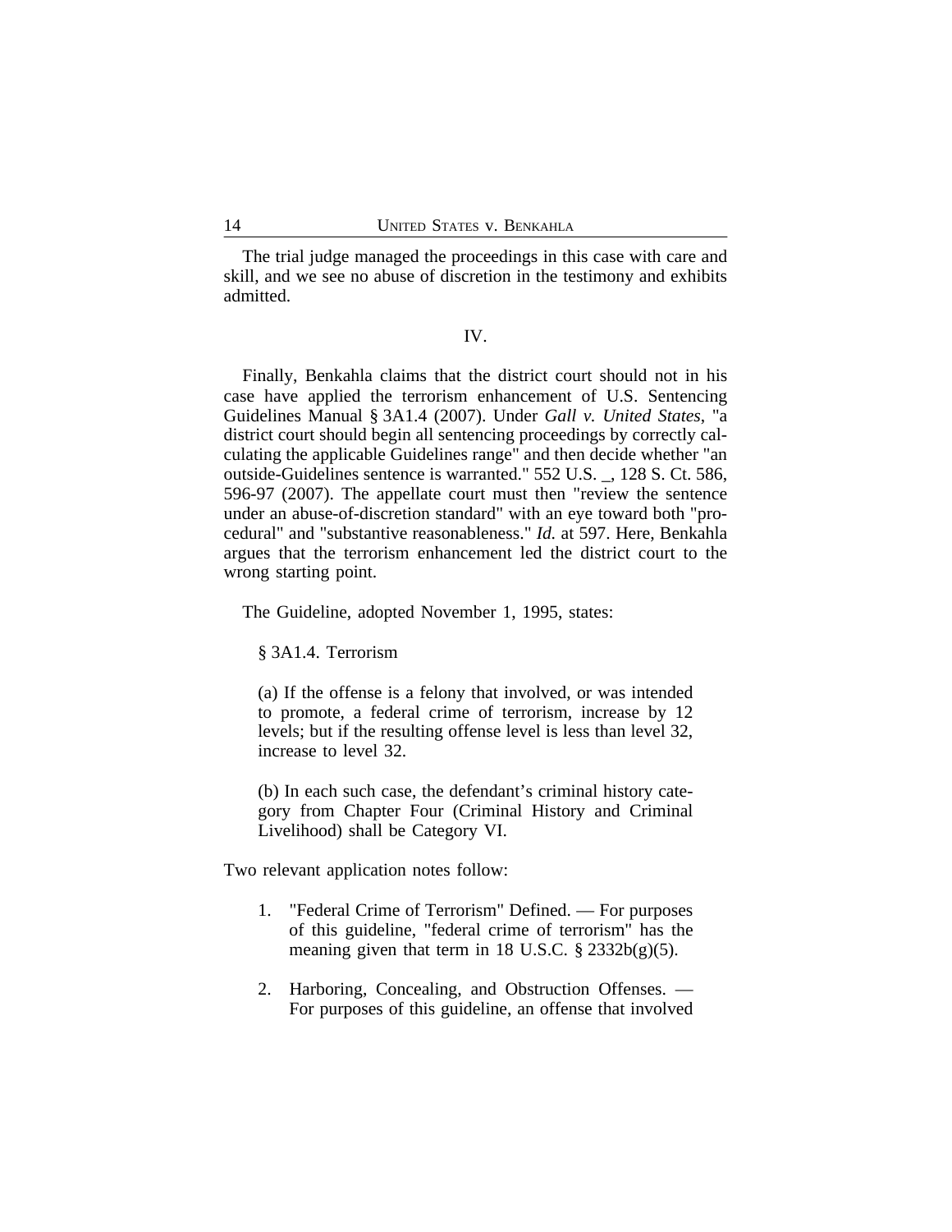The trial judge managed the proceedings in this case with care and skill, and we see no abuse of discretion in the testimony and exhibits admitted.

## IV.

Finally, Benkahla claims that the district court should not in his case have applied the terrorism enhancement of U.S. Sentencing Guidelines Manual § 3A1.4 (2007). Under *Gall v. United States*, "a district court should begin all sentencing proceedings by correctly calculating the applicable Guidelines range" and then decide whether "an outside-Guidelines sentence is warranted." 552 U.S. _, 128 S. Ct. 586, 596-97 (2007). The appellate court must then "review the sentence under an abuse-of-discretion standard" with an eye toward both "procedural" and "substantive reasonableness." *Id.* at 597. Here, Benkahla argues that the terrorism enhancement led the district court to the wrong starting point.

The Guideline, adopted November 1, 1995, states:

> § 3A1.4. Terrorism
>
> (a) If the offense is a felony that involved, or was intended to promote, a federal crime of terrorism, increase by 12 levels; but if the resulting offense level is less than level 32, increase to level 32.
>
> (b) In each such case, the defendant's criminal history category from Chapter Four (Criminal History and Criminal Livelihood) shall be Category VI.

Two relevant application notes follow:

1. "Federal Crime of Terrorism" Defined. — For purposes of this guideline, "federal crime of terrorism" has the meaning given that term in 18 U.S.C. § 2332b(g)(5).
2. Harboring, Concealing, and Obstruction Offenses. — For purposes of this guideline, an offense that involved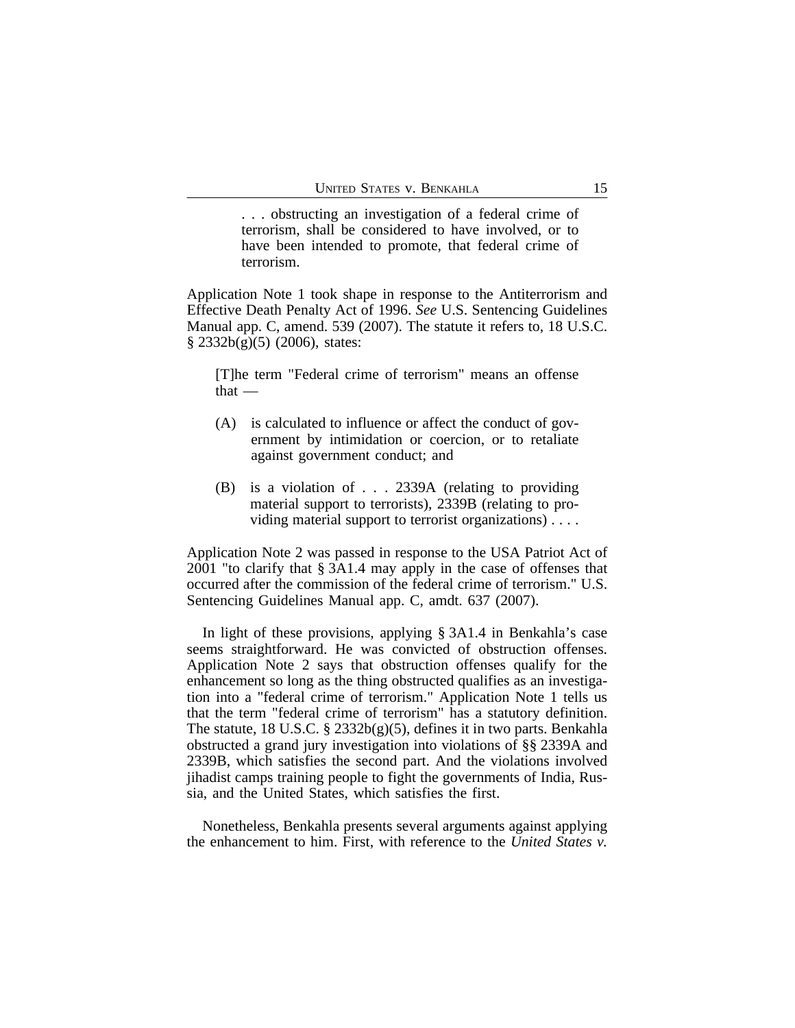> . . . obstructing an investigation of a federal crime of terrorism, shall be considered to have involved, or to have been intended to promote, that federal crime of terrorism.

Application Note 1 took shape in response to the Antiterrorism and Effective Death Penalty Act of 1996. *See* U.S. Sentencing Guidelines Manual app. C, amend. 539 (2007). The statute it refers to, 18 U.S.C. § 2332b(g)(5) (2006), states:

> [T]he term "Federal crime of terrorism" means an offense that —
>
> (A) is calculated to influence or affect the conduct of government by intimidation or coercion, or to retaliate against government conduct; and
>
> (B) is a violation of . . . 2339A (relating to providing material support to terrorists), 2339B (relating to providing material support to terrorist organizations) . . . .

Application Note 2 was passed in response to the USA Patriot Act of 2001 "to clarify that § 3A1.4 may apply in the case of offenses that occurred after the commission of the federal crime of terrorism." U.S. Sentencing Guidelines Manual app. C, amdt. 637 (2007).

In light of these provisions, applying § 3A1.4 in Benkahla's case seems straightforward. He was convicted of obstruction offenses. Application Note 2 says that obstruction offenses qualify for the enhancement so long as the thing obstructed qualifies as an investigation into a "federal crime of terrorism." Application Note 1 tells us that the term "federal crime of terrorism" has a statutory definition. The statute, 18 U.S.C. § 2332b(g)(5), defines it in two parts. Benkahla obstructed a grand jury investigation into violations of §§ 2339A and 2339B, which satisfies the second part. And the violations involved jihadist camps training people to fight the governments of India, Russia, and the United States, which satisfies the first.

Nonetheless, Benkahla presents several arguments against applying the enhancement to him. First, with reference to the *United States v.*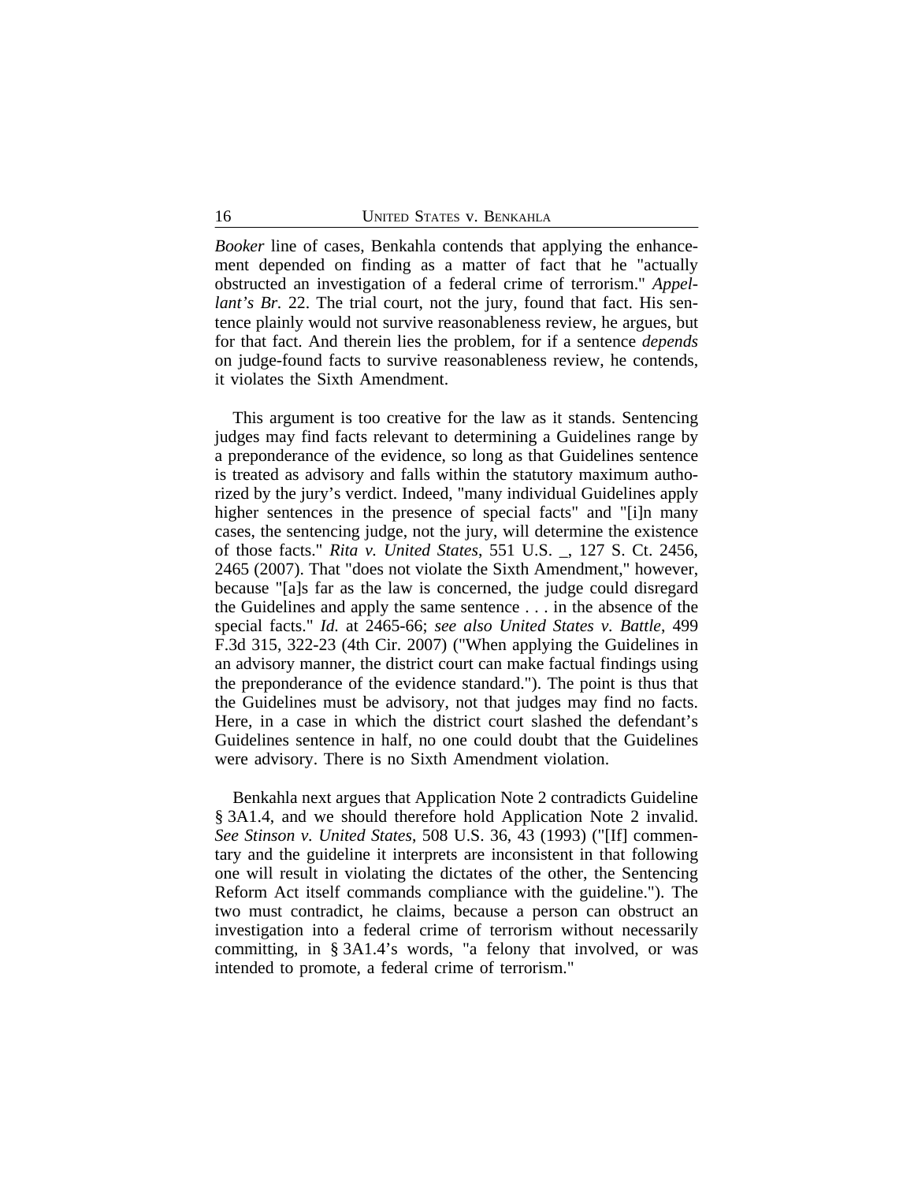*Booker* line of cases, Benkahla contends that applying the enhancement depended on finding as a matter of fact that he "actually obstructed an investigation of a federal crime of terrorism." *Appellant's Br.* 22. The trial court, not the jury, found that fact. His sentence plainly would not survive reasonableness review, he argues, but for that fact. And therein lies the problem, for if a sentence *depends* on judge-found facts to survive reasonableness review, he contends, it violates the Sixth Amendment.

This argument is too creative for the law as it stands. Sentencing judges may find facts relevant to determining a Guidelines range by a preponderance of the evidence, so long as that Guidelines sentence is treated as advisory and falls within the statutory maximum authorized by the jury's verdict. Indeed, "many individual Guidelines apply higher sentences in the presence of special facts" and "[i]n many cases, the sentencing judge, not the jury, will determine the existence of those facts." *Rita v. United States*, 551 U.S. _, 127 S. Ct. 2456, 2465 (2007). That "does not violate the Sixth Amendment," however, because "[a]s far as the law is concerned, the judge could disregard the Guidelines and apply the same sentence . . . in the absence of the special facts." *Id.* at 2465-66; *see also United States v. Battle*, 499 F.3d 315, 322-23 (4th Cir. 2007) ("When applying the Guidelines in an advisory manner, the district court can make factual findings using the preponderance of the evidence standard."). The point is thus that the Guidelines must be advisory, not that judges may find no facts. Here, in a case in which the district court slashed the defendant's Guidelines sentence in half, no one could doubt that the Guidelines were advisory. There is no Sixth Amendment violation.

Benkahla next argues that Application Note 2 contradicts Guideline § 3A1.4, and we should therefore hold Application Note 2 invalid. *See Stinson v. United States*, 508 U.S. 36, 43 (1993) ("[If] commentary and the guideline it interprets are inconsistent in that following one will result in violating the dictates of the other, the Sentencing Reform Act itself commands compliance with the guideline."). The two must contradict, he claims, because a person can obstruct an investigation into a federal crime of terrorism without necessarily committing, in § 3A1.4's words, "a felony that involved, or was intended to promote, a federal crime of terrorism."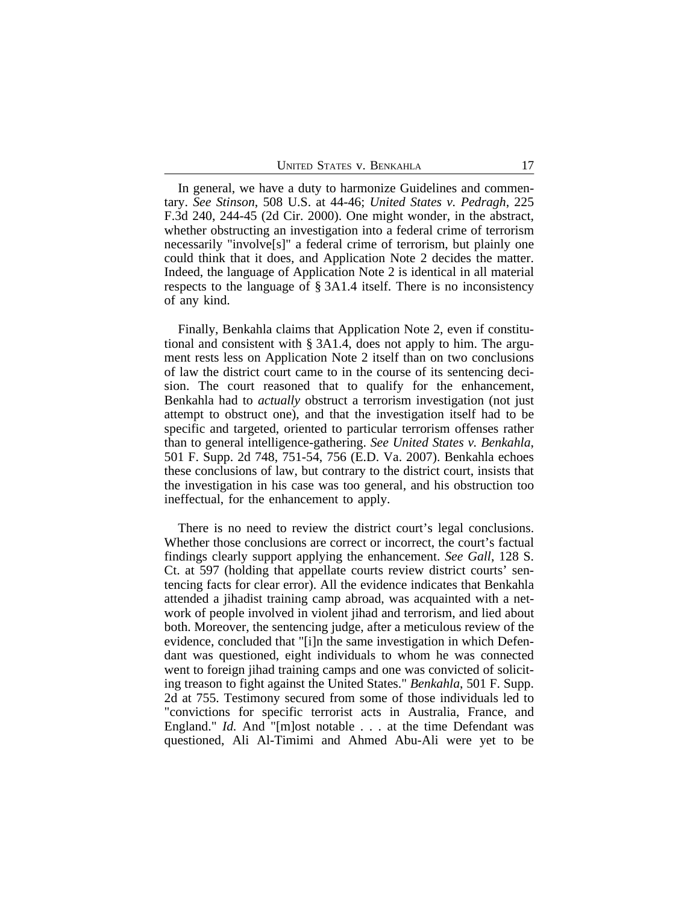In general, we have a duty to harmonize Guidelines and commentary. *See Stinson*, 508 U.S. at 44-46; *United States v. Pedragh*, 225 F.3d 240, 244-45 (2d Cir. 2000). One might wonder, in the abstract, whether obstructing an investigation into a federal crime of terrorism necessarily "involve[s]" a federal crime of terrorism, but plainly one could think that it does, and Application Note 2 decides the matter. Indeed, the language of Application Note 2 is identical in all material respects to the language of § 3A1.4 itself. There is no inconsistency of any kind.

Finally, Benkahla claims that Application Note 2, even if constitutional and consistent with § 3A1.4, does not apply to him. The argument rests less on Application Note 2 itself than on two conclusions of law the district court came to in the course of its sentencing decision. The court reasoned that to qualify for the enhancement, Benkahla had to *actually* obstruct a terrorism investigation (not just attempt to obstruct one), and that the investigation itself had to be specific and targeted, oriented to particular terrorism offenses rather than to general intelligence-gathering. *See United States v. Benkahla*, 501 F. Supp. 2d 748, 751-54, 756 (E.D. Va. 2007). Benkahla echoes these conclusions of law, but contrary to the district court, insists that the investigation in his case was too general, and his obstruction too ineffectual, for the enhancement to apply.

There is no need to review the district court's legal conclusions. Whether those conclusions are correct or incorrect, the court's factual findings clearly support applying the enhancement. *See Gall*, 128 S. Ct. at 597 (holding that appellate courts review district courts' sentencing facts for clear error). All the evidence indicates that Benkahla attended a jihadist training camp abroad, was acquainted with a network of people involved in violent jihad and terrorism, and lied about both. Moreover, the sentencing judge, after a meticulous review of the evidence, concluded that "[i]n the same investigation in which Defendant was questioned, eight individuals to whom he was connected went to foreign jihad training camps and one was convicted of soliciting treason to fight against the United States." *Benkahla*, 501 F. Supp. 2d at 755. Testimony secured from some of those individuals led to "convictions for specific terrorist acts in Australia, France, and England." *Id.* And "[m]ost notable . . . at the time Defendant was questioned, Ali Al-Timimi and Ahmed Abu-Ali were yet to be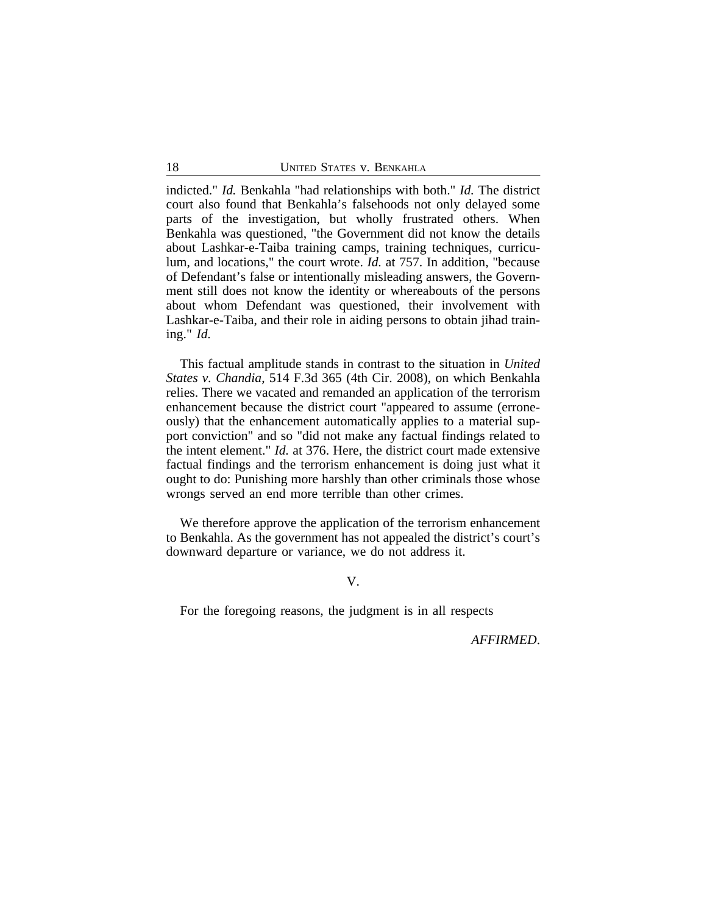indicted." *Id.* Benkahla "had relationships with both." *Id.* The district court also found that Benkahla's falsehoods not only delayed some parts of the investigation, but wholly frustrated others. When Benkahla was questioned, "the Government did not know the details about Lashkar-e-Taiba training camps, training techniques, curriculum, and locations," the court wrote. *Id.* at 757. In addition, "because of Defendant's false or intentionally misleading answers, the Government still does not know the identity or whereabouts of the persons about whom Defendant was questioned, their involvement with Lashkar-e-Taiba, and their role in aiding persons to obtain jihad training." *Id.*

This factual amplitude stands in contrast to the situation in *United States v. Chandia*, 514 F.3d 365 (4th Cir. 2008), on which Benkahla relies. There we vacated and remanded an application of the terrorism enhancement because the district court "appeared to assume (erroneously) that the enhancement automatically applies to a material support conviction" and so "did not make any factual findings related to the intent element." *Id.* at 376. Here, the district court made extensive factual findings and the terrorism enhancement is doing just what it ought to do: Punishing more harshly than other criminals those whose wrongs served an end more terrible than other crimes.

We therefore approve the application of the terrorism enhancement to Benkahla. As the government has not appealed the district's court's downward departure or variance, we do not address it.

## V.

For the foregoing reasons, the judgment is in all respects

*AFFIRMED*.